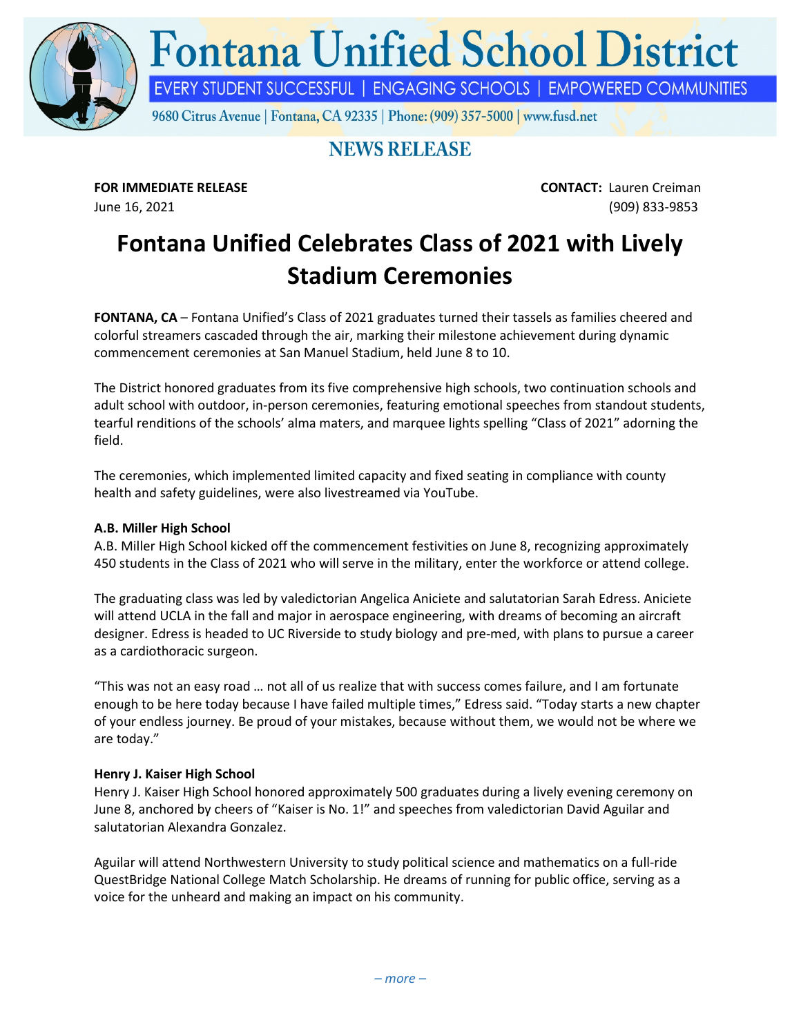# Fontana Unified School District

EVERY STUDENT SUCCESSFUL | ENGAGING SCHOOLS | EMPOWERED COMMUNITIES

9680 Citrus Avenue | Fontana, CA 92335 | Phone: (909) 357-5000 | www.fusd.net

## NEWS RELEASE

**FOR IMMEDIATE RELEASE**
June 16, 2021

**CONTACT:** Lauren Creiman
(909) 833-9853

# Fontana Unified Celebrates Class of 2021 with Lively Stadium Ceremonies

**FONTANA, CA** – Fontana Unified's Class of 2021 graduates turned their tassels as families cheered and colorful streamers cascaded through the air, marking their milestone achievement during dynamic commencement ceremonies at San Manuel Stadium, held June 8 to 10.

The District honored graduates from its five comprehensive high schools, two continuation schools and adult school with outdoor, in-person ceremonies, featuring emotional speeches from standout students, tearful renditions of the schools' alma maters, and marquee lights spelling "Class of 2021" adorning the field.

The ceremonies, which implemented limited capacity and fixed seating in compliance with county health and safety guidelines, were also livestreamed via YouTube.

**A.B. Miller High School**
A.B. Miller High School kicked off the commencement festivities on June 8, recognizing approximately 450 students in the Class of 2021 who will serve in the military, enter the workforce or attend college.

The graduating class was led by valedictorian Angelica Aniciete and salutatorian Sarah Edress. Aniciete will attend UCLA in the fall and major in aerospace engineering, with dreams of becoming an aircraft designer. Edress is headed to UC Riverside to study biology and pre-med, with plans to pursue a career as a cardiothoracic surgeon.

"This was not an easy road … not all of us realize that with success comes failure, and I am fortunate enough to be here today because I have failed multiple times," Edress said. "Today starts a new chapter of your endless journey. Be proud of your mistakes, because without them, we would not be where we are today."

**Henry J. Kaiser High School**
Henry J. Kaiser High School honored approximately 500 graduates during a lively evening ceremony on June 8, anchored by cheers of "Kaiser is No. 1!" and speeches from valedictorian David Aguilar and salutatorian Alexandra Gonzalez.

Aguilar will attend Northwestern University to study political science and mathematics on a full-ride QuestBridge National College Match Scholarship. He dreams of running for public office, serving as a voice for the unheard and making an impact on his community.

*– more –*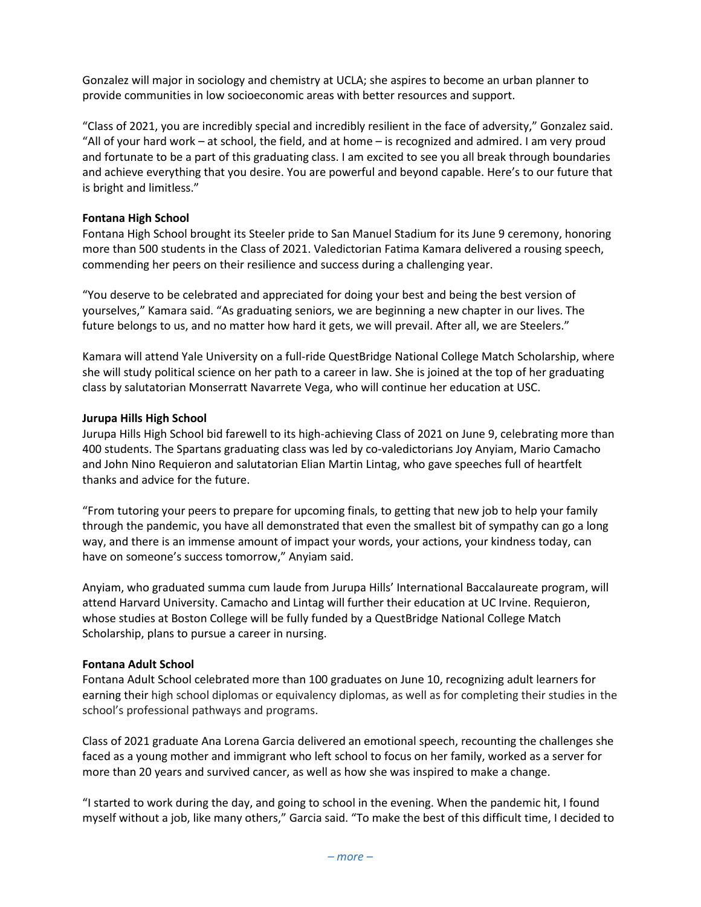Gonzalez will major in sociology and chemistry at UCLA; she aspires to become an urban planner to provide communities in low socioeconomic areas with better resources and support.

"Class of 2021, you are incredibly special and incredibly resilient in the face of adversity," Gonzalez said. "All of your hard work – at school, the field, and at home – is recognized and admired. I am very proud and fortunate to be a part of this graduating class. I am excited to see you all break through boundaries and achieve everything that you desire. You are powerful and beyond capable. Here's to our future that is bright and limitless."

**Fontana High School**

Fontana High School brought its Steeler pride to San Manuel Stadium for its June 9 ceremony, honoring more than 500 students in the Class of 2021. Valedictorian Fatima Kamara delivered a rousing speech, commending her peers on their resilience and success during a challenging year.

"You deserve to be celebrated and appreciated for doing your best and being the best version of yourselves," Kamara said. "As graduating seniors, we are beginning a new chapter in our lives. The future belongs to us, and no matter how hard it gets, we will prevail. After all, we are Steelers."

Kamara will attend Yale University on a full-ride QuestBridge National College Match Scholarship, where she will study political science on her path to a career in law. She is joined at the top of her graduating class by salutatorian Monserratt Navarrete Vega, who will continue her education at USC.

**Jurupa Hills High School**

Jurupa Hills High School bid farewell to its high-achieving Class of 2021 on June 9, celebrating more than 400 students. The Spartans graduating class was led by co-valedictorians Joy Anyiam, Mario Camacho and John Nino Requieron and salutatorian Elian Martin Lintag, who gave speeches full of heartfelt thanks and advice for the future.

"From tutoring your peers to prepare for upcoming finals, to getting that new job to help your family through the pandemic, you have all demonstrated that even the smallest bit of sympathy can go a long way, and there is an immense amount of impact your words, your actions, your kindness today, can have on someone's success tomorrow," Anyiam said.

Anyiam, who graduated summa cum laude from Jurupa Hills' International Baccalaureate program, will attend Harvard University. Camacho and Lintag will further their education at UC Irvine. Requieron, whose studies at Boston College will be fully funded by a QuestBridge National College Match Scholarship, plans to pursue a career in nursing.

**Fontana Adult School**

Fontana Adult School celebrated more than 100 graduates on June 10, recognizing adult learners for earning their high school diplomas or equivalency diplomas, as well as for completing their studies in the school's professional pathways and programs.

Class of 2021 graduate Ana Lorena Garcia delivered an emotional speech, recounting the challenges she faced as a young mother and immigrant who left school to focus on her family, worked as a server for more than 20 years and survived cancer, as well as how she was inspired to make a change.

"I started to work during the day, and going to school in the evening. When the pandemic hit, I found myself without a job, like many others," Garcia said. "To make the best of this difficult time, I decided to

*– more –*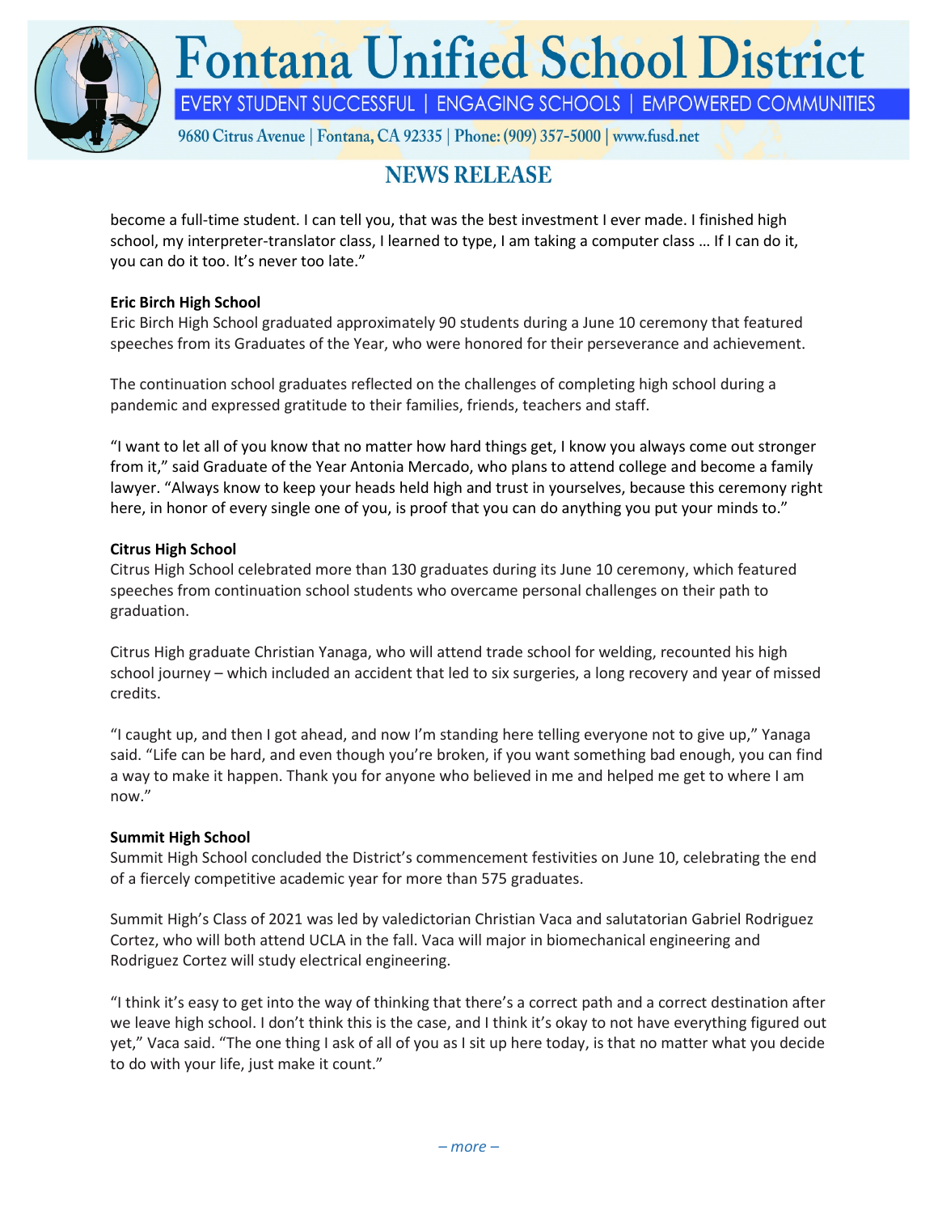become a full-time student. I can tell you, that was the best investment I ever made. I finished high school, my interpreter-translator class, I learned to type, I am taking a computer class … If I can do it, you can do it too. It's never too late."

**Eric Birch High School**
Eric Birch High School graduated approximately 90 students during a June 10 ceremony that featured speeches from its Graduates of the Year, who were honored for their perseverance and achievement.

The continuation school graduates reflected on the challenges of completing high school during a pandemic and expressed gratitude to their families, friends, teachers and staff.

"I want to let all of you know that no matter how hard things get, I know you always come out stronger from it," said Graduate of the Year Antonia Mercado, who plans to attend college and become a family lawyer. "Always know to keep your heads held high and trust in yourselves, because this ceremony right here, in honor of every single one of you, is proof that you can do anything you put your minds to."

**Citrus High School**
Citrus High School celebrated more than 130 graduates during its June 10 ceremony, which featured speeches from continuation school students who overcame personal challenges on their path to graduation.

Citrus High graduate Christian Yanaga, who will attend trade school for welding, recounted his high school journey – which included an accident that led to six surgeries, a long recovery and year of missed credits.

"I caught up, and then I got ahead, and now I'm standing here telling everyone not to give up," Yanaga said. "Life can be hard, and even though you're broken, if you want something bad enough, you can find a way to make it happen. Thank you for anyone who believed in me and helped me get to where I am now."

**Summit High School**
Summit High School concluded the District's commencement festivities on June 10, celebrating the end of a fiercely competitive academic year for more than 575 graduates.

Summit High's Class of 2021 was led by valedictorian Christian Vaca and salutatorian Gabriel Rodriguez Cortez, who will both attend UCLA in the fall. Vaca will major in biomechanical engineering and Rodriguez Cortez will study electrical engineering.

"I think it's easy to get into the way of thinking that there's a correct path and a correct destination after we leave high school. I don't think this is the case, and I think it's okay to not have everything figured out yet," Vaca said. "The one thing I ask of all of you as I sit up here today, is that no matter what you decide to do with your life, just make it count."

*– more –*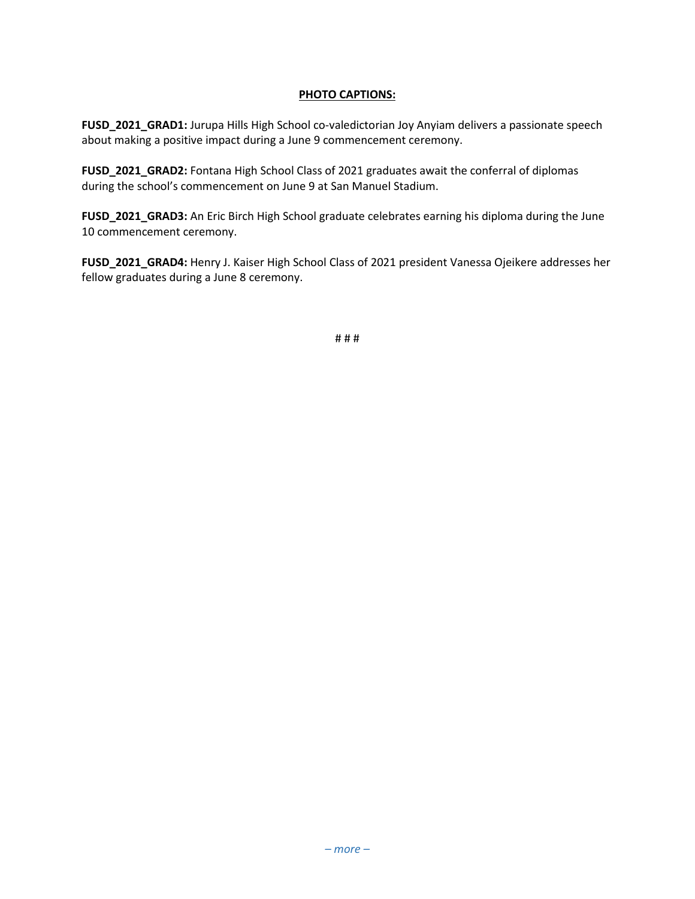**PHOTO CAPTIONS:**

**FUSD_2021_GRAD1:** Jurupa Hills High School co-valedictorian Joy Anyiam delivers a passionate speech about making a positive impact during a June 9 commencement ceremony.

**FUSD_2021_GRAD2:** Fontana High School Class of 2021 graduates await the conferral of diplomas during the school's commencement on June 9 at San Manuel Stadium.

**FUSD_2021_GRAD3:** An Eric Birch High School graduate celebrates earning his diploma during the June 10 commencement ceremony.

**FUSD_2021_GRAD4:** Henry J. Kaiser High School Class of 2021 president Vanessa Ojeikere addresses her fellow graduates during a June 8 ceremony.

# # #

*– more –*